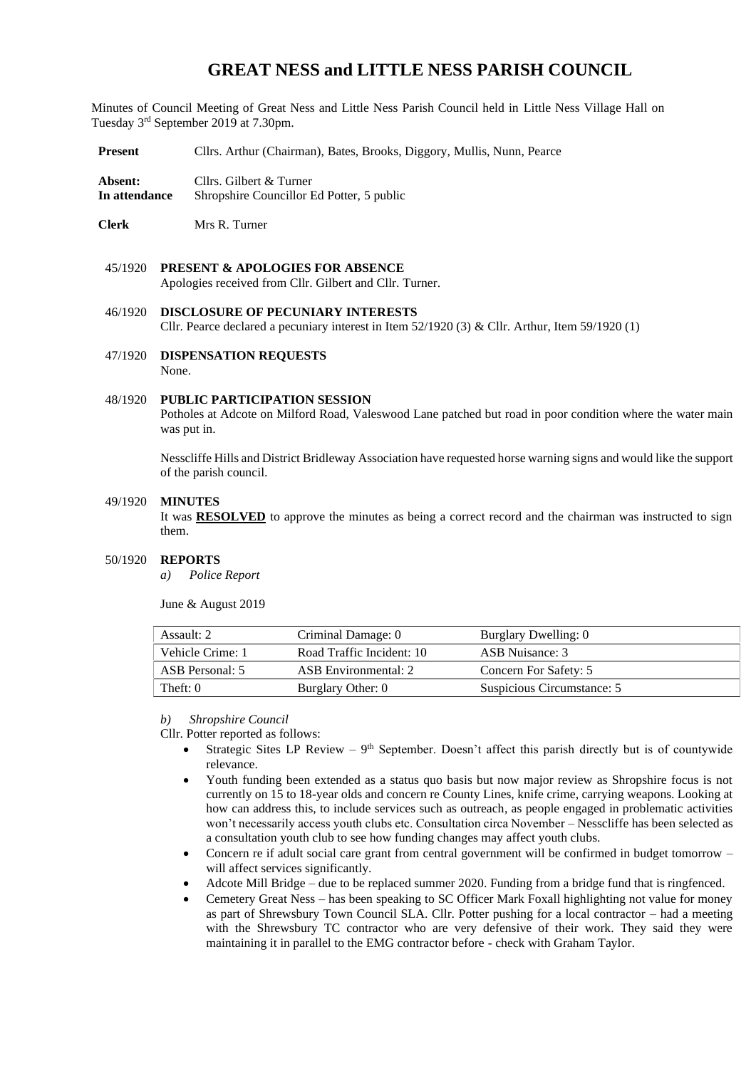# GREAT NESS and LITTLE NESS PARISH COUNCIL

Minutes of Council Meeting of Great Ness and Little Ness Parish Council held in Little Ness Village Hall on Tuesday 3rd September 2019 at 7.30pm.

**Present** Cllrs. Arthur (Chairman), Bates, Brooks, Diggory, Mullis, Nunn, Pearce

**Absent:** Cllrs. Gilbert & Turner
**In attendance** Shropshire Councillor Ed Potter, 5 public

**Clerk** Mrs R. Turner

45/1920 **PRESENT & APOLOGIES FOR ABSENCE**
Apologies received from Cllr. Gilbert and Cllr. Turner.

46/1920 **DISCLOSURE OF PECUNIARY INTERESTS**
Cllr. Pearce declared a pecuniary interest in Item 52/1920 (3) & Cllr. Arthur, Item 59/1920 (1)

47/1920 **DISPENSATION REQUESTS**
None.

48/1920 **PUBLIC PARTICIPATION SESSION**
Potholes at Adcote on Milford Road, Valeswood Lane patched but road in poor condition where the water main was put in.

Nesscliffe Hills and District Bridleway Association have requested horse warning signs and would like the support of the parish council.

49/1920 **MINUTES**
It was **RESOLVED** to approve the minutes as being a correct record and the chairman was instructed to sign them.

50/1920 **REPORTS**
*a) Police Report*

June & August 2019

| Assault: 2 | Criminal Damage: 0 | Burglary Dwelling: 0 |
|---|---|---|
| Vehicle Crime: 1 | Road Traffic Incident: 10 | ASB Nuisance: 3 |
| ASB Personal: 5 | ASB Environmental: 2 | Concern For Safety: 5 |
| Theft: 0 | Burglary Other: 0 | Suspicious Circumstance: 5 |

*b) Shropshire Council*

Cllr. Potter reported as follows:

- Strategic Sites LP Review – 9th September. Doesn't affect this parish directly but is of countywide relevance.
- Youth funding been extended as a status quo basis but now major review as Shropshire focus is not currently on 15 to 18-year olds and concern re County Lines, knife crime, carrying weapons. Looking at how can address this, to include services such as outreach, as people engaged in problematic activities won't necessarily access youth clubs etc. Consultation circa November – Nesscliffe has been selected as a consultation youth club to see how funding changes may affect youth clubs.
- Concern re if adult social care grant from central government will be confirmed in budget tomorrow – will affect services significantly.
- Adcote Mill Bridge – due to be replaced summer 2020. Funding from a bridge fund that is ringfenced.
- Cemetery Great Ness – has been speaking to SC Officer Mark Foxall highlighting not value for money as part of Shrewsbury Town Council SLA. Cllr. Potter pushing for a local contractor – had a meeting with the Shrewsbury TC contractor who are very defensive of their work. They said they were maintaining it in parallel to the EMG contractor before - check with Graham Taylor.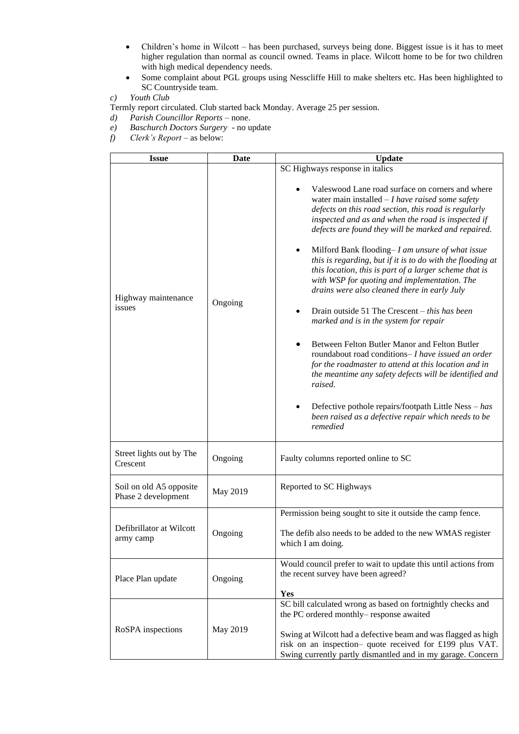- Children's home in Wilcott – has been purchased, surveys being done. Biggest issue is it has to meet higher regulation than normal as council owned. Teams in place. Wilcott home to be for two children with high medical dependency needs.
- Some complaint about PGL groups using Nesscliffe Hill to make shelters etc. Has been highlighted to SC Countryside team.

*c) Youth Club*

Termly report circulated. Club started back Monday. Average 25 per session.

*d) Parish Councillor Reports* – none.

*e) Baschurch Doctors Surgery* - no update

*f) Clerk's Report* – as below:

| Issue | Date | Update |
|---|---|---|
| Highway maintenance issues | Ongoing | SC Highways response in italics<br><br>• Valeswood Lane road surface on corners and where water main installed – *I have raised some safety defects on this road section, this road is regularly inspected and as and when the road is inspected if defects are found they will be marked and repaired.*<br><br>• Milford Bank flooding– *I am unsure of what issue this is regarding, but if it is to do with the flooding at this location, this is part of a larger scheme that is with WSP for quoting and implementation. The drains were also cleaned there in early July*<br><br>• Drain outside 51 The Crescent – *this has been marked and is in the system for repair*<br><br>• Between Felton Butler Manor and Felton Butler roundabout road conditions– *I have issued an order for the roadmaster to attend at this location and in the meantime any safety defects will be identified and raised.*<br><br>• Defective pothole repairs/footpath Little Ness – *has been raised as a defective repair which needs to be remedied* |
| Street lights out by The Crescent | Ongoing | Faulty columns reported online to SC |
| Soil on old A5 opposite Phase 2 development | May 2019 | Reported to SC Highways |
| Defibrillator at Wilcott army camp | Ongoing | Permission being sought to site it outside the camp fence.<br><br>The defib also needs to be added to the new WMAS register which I am doing. |
| Place Plan update | Ongoing | Would council prefer to wait to update this until actions from the recent survey have been agreed?<br><br>**Yes** |
| RoSPA inspections | May 2019 | SC bill calculated wrong as based on fortnightly checks and the PC ordered monthly– response awaited<br><br>Swing at Wilcott had a defective beam and was flagged as high risk on an inspection– quote received for £199 plus VAT. Swing currently partly dismantled and in my garage. Concern |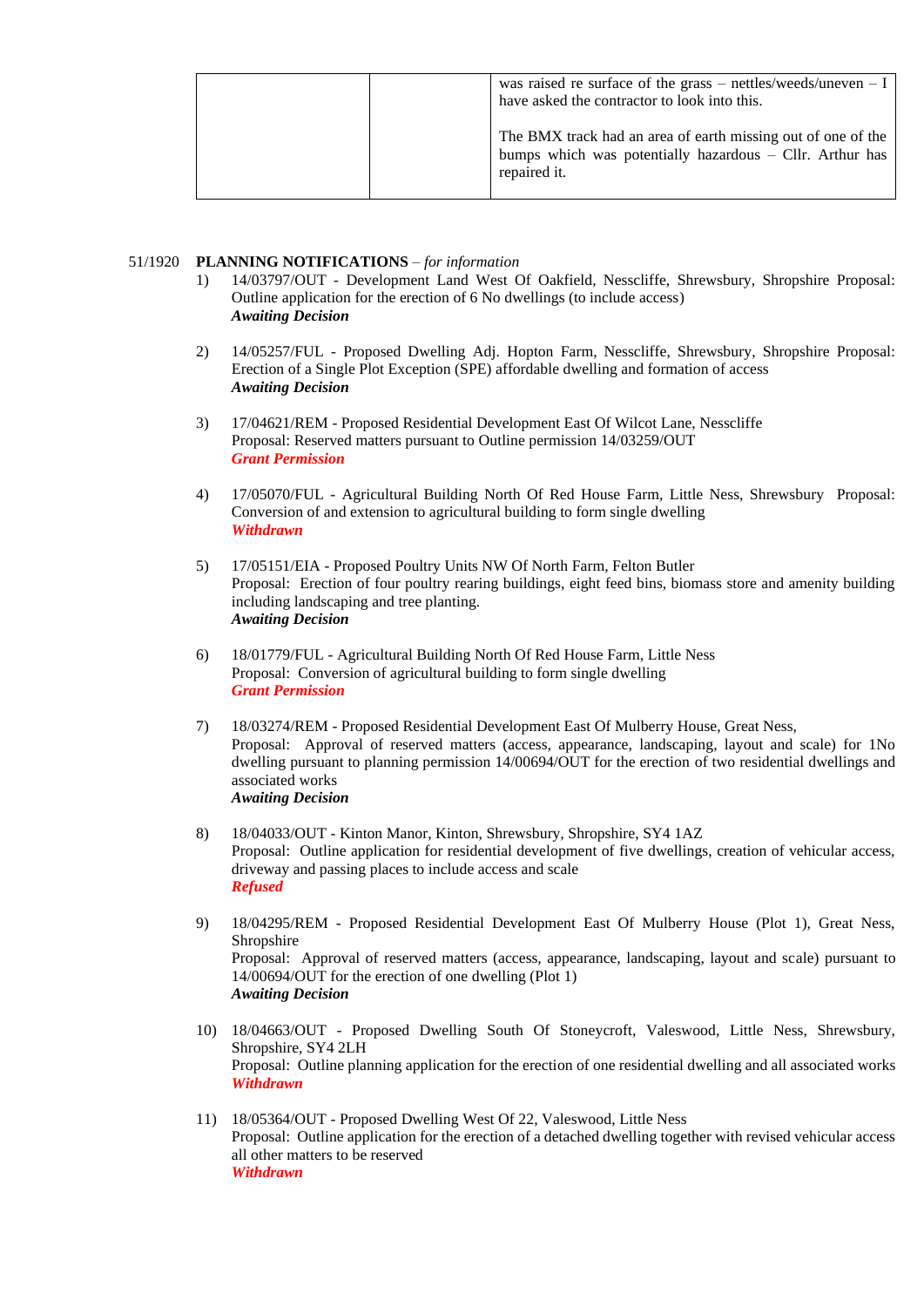| | | was raised re surface of the grass – nettles/weeds/uneven – I have asked the contractor to look into this.<br><br>The BMX track had an area of earth missing out of one of the bumps which was potentially hazardous – Cllr. Arthur has repaired it. |
|---|---|---|

51/1920 **PLANNING NOTIFICATIONS** – *for information*

1) 14/03797/OUT - Development Land West Of Oakfield, Nesscliffe, Shrewsbury, Shropshire Proposal: Outline application for the erection of 6 No dwellings (to include access)
***Awaiting Decision***

2) 14/05257/FUL - Proposed Dwelling Adj. Hopton Farm, Nesscliffe, Shrewsbury, Shropshire Proposal: Erection of a Single Plot Exception (SPE) affordable dwelling and formation of access
***Awaiting Decision***

3) 17/04621/REM - Proposed Residential Development East Of Wilcot Lane, Nesscliffe
Proposal: Reserved matters pursuant to Outline permission 14/03259/OUT
***Grant Permission***

4) 17/05070/FUL - Agricultural Building North Of Red House Farm, Little Ness, Shrewsbury Proposal: Conversion of and extension to agricultural building to form single dwelling
***Withdrawn***

5) 17/05151/EIA - Proposed Poultry Units NW Of North Farm, Felton Butler
Proposal: Erection of four poultry rearing buildings, eight feed bins, biomass store and amenity building including landscaping and tree planting.
***Awaiting Decision***

6) 18/01779/FUL - Agricultural Building North Of Red House Farm, Little Ness
Proposal: Conversion of agricultural building to form single dwelling
***Grant Permission***

7) 18/03274/REM - Proposed Residential Development East Of Mulberry House, Great Ness,
Proposal: Approval of reserved matters (access, appearance, landscaping, layout and scale) for 1No dwelling pursuant to planning permission 14/00694/OUT for the erection of two residential dwellings and associated works
***Awaiting Decision***

8) 18/04033/OUT - Kinton Manor, Kinton, Shrewsbury, Shropshire, SY4 1AZ
Proposal: Outline application for residential development of five dwellings, creation of vehicular access, driveway and passing places to include access and scale
***Refused***

9) 18/04295/REM - Proposed Residential Development East Of Mulberry House (Plot 1), Great Ness, Shropshire
Proposal: Approval of reserved matters (access, appearance, landscaping, layout and scale) pursuant to 14/00694/OUT for the erection of one dwelling (Plot 1)
***Awaiting Decision***

10) 18/04663/OUT - Proposed Dwelling South Of Stoneycroft, Valeswood, Little Ness, Shrewsbury, Shropshire, SY4 2LH
Proposal: Outline planning application for the erection of one residential dwelling and all associated works
***Withdrawn***

11) 18/05364/OUT - Proposed Dwelling West Of 22, Valeswood, Little Ness
Proposal: Outline application for the erection of a detached dwelling together with revised vehicular access all other matters to be reserved
***Withdrawn***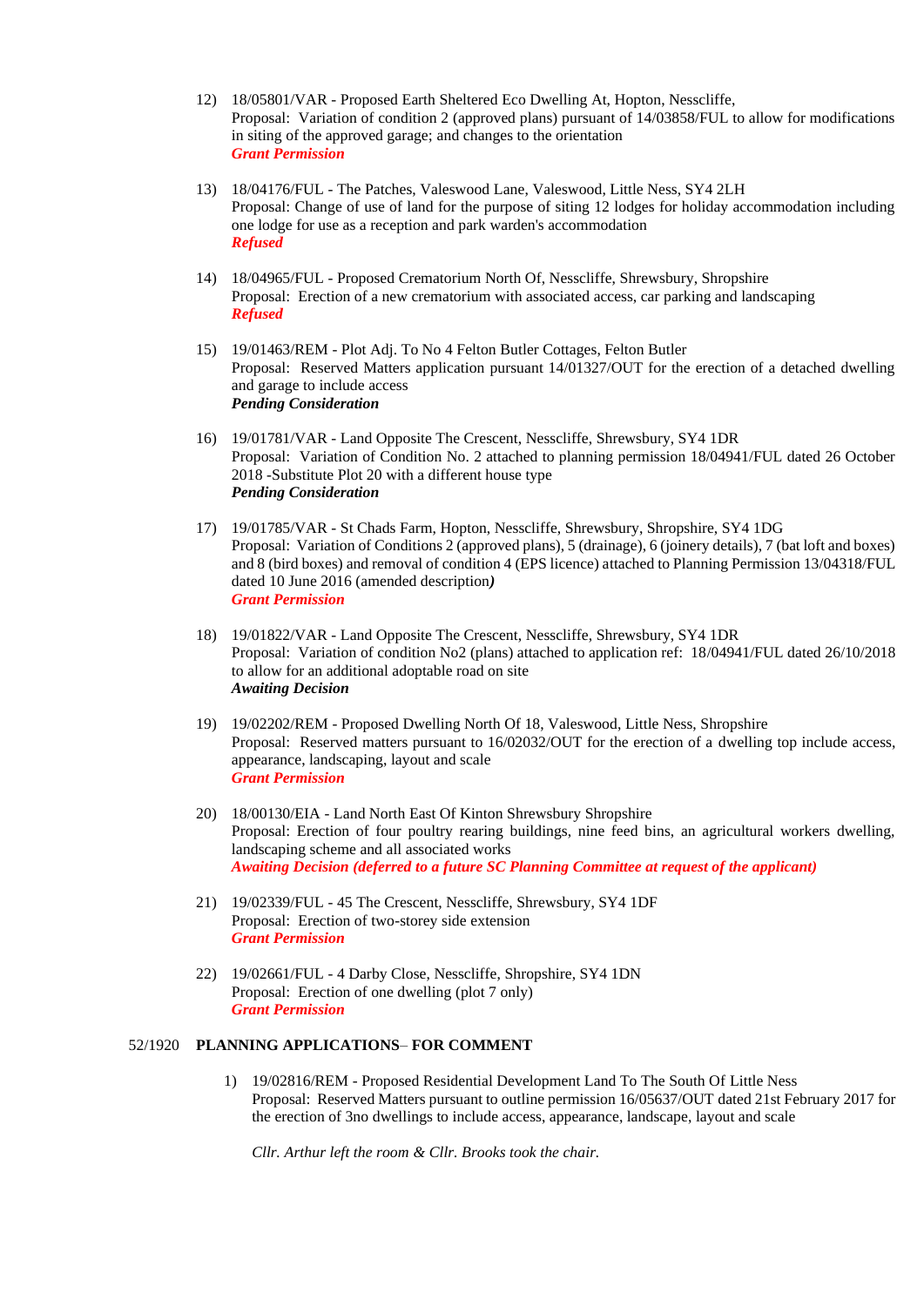12) 18/05801/VAR - Proposed Earth Sheltered Eco Dwelling At, Hopton, Nesscliffe,
    Proposal: Variation of condition 2 (approved plans) pursuant of 14/03858/FUL to allow for modifications in siting of the approved garage; and changes to the orientation
    ***Grant Permission***

13) 18/04176/FUL - The Patches, Valeswood Lane, Valeswood, Little Ness, SY4 2LH
    Proposal: Change of use of land for the purpose of siting 12 lodges for holiday accommodation including one lodge for use as a reception and park warden's accommodation
    ***Refused***

14) 18/04965/FUL - Proposed Crematorium North Of, Nesscliffe, Shrewsbury, Shropshire
    Proposal: Erection of a new crematorium with associated access, car parking and landscaping
    ***Refused***

15) 19/01463/REM - Plot Adj. To No 4 Felton Butler Cottages, Felton Butler
    Proposal: Reserved Matters application pursuant 14/01327/OUT for the erection of a detached dwelling and garage to include access
    ***Pending Consideration***

16) 19/01781/VAR - Land Opposite The Crescent, Nesscliffe, Shrewsbury, SY4 1DR
    Proposal: Variation of Condition No. 2 attached to planning permission 18/04941/FUL dated 26 October 2018 -Substitute Plot 20 with a different house type
    ***Pending Consideration***

17) 19/01785/VAR - St Chads Farm, Hopton, Nesscliffe, Shrewsbury, Shropshire, SY4 1DG
    Proposal: Variation of Conditions 2 (approved plans), 5 (drainage), 6 (joinery details), 7 (bat loft and boxes) and 8 (bird boxes) and removal of condition 4 (EPS licence) attached to Planning Permission 13/04318/FUL dated 10 June 2016 (amended description***)***
    ***Grant Permission***

18) 19/01822/VAR - Land Opposite The Crescent, Nesscliffe, Shrewsbury, SY4 1DR
    Proposal: Variation of condition No2 (plans) attached to application ref: 18/04941/FUL dated 26/10/2018 to allow for an additional adoptable road on site
    ***Awaiting Decision***

19) 19/02202/REM - Proposed Dwelling North Of 18, Valeswood, Little Ness, Shropshire
    Proposal: Reserved matters pursuant to 16/02032/OUT for the erection of a dwelling top include access, appearance, landscaping, layout and scale
    ***Grant Permission***

20) 18/00130/EIA - Land North East Of Kinton Shrewsbury Shropshire
    Proposal: Erection of four poultry rearing buildings, nine feed bins, an agricultural workers dwelling, landscaping scheme and all associated works
    ***Awaiting Decision (deferred to a future SC Planning Committee at request of the applicant)***

21) 19/02339/FUL - 45 The Crescent, Nesscliffe, Shrewsbury, SY4 1DF
    Proposal: Erection of two-storey side extension
    ***Grant Permission***

22) 19/02661/FUL - 4 Darby Close, Nesscliffe, Shropshire, SY4 1DN
    Proposal: Erection of one dwelling (plot 7 only)
    ***Grant Permission***

52/1920 **PLANNING APPLICATIONS– FOR COMMENT**

1) 19/02816/REM - Proposed Residential Development Land To The South Of Little Ness
   Proposal: Reserved Matters pursuant to outline permission 16/05637/OUT dated 21st February 2017 for the erection of 3no dwellings to include access, appearance, landscape, layout and scale

   *Cllr. Arthur left the room & Cllr. Brooks took the chair.*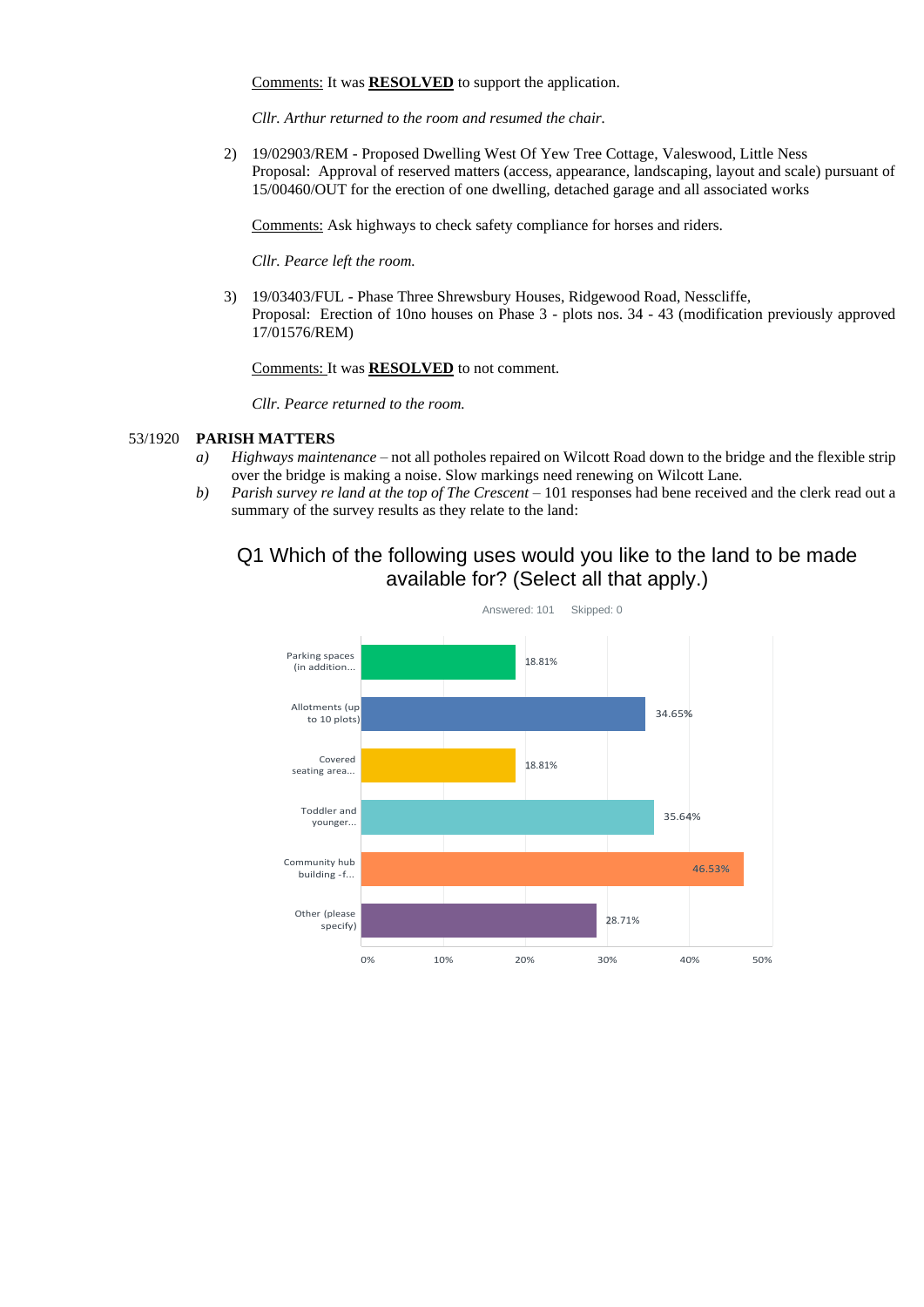Comments: It was **RESOLVED** to support the application.

*Cllr. Arthur returned to the room and resumed the chair.*

2) 19/02903/REM - Proposed Dwelling West Of Yew Tree Cottage, Valeswood, Little Ness
   Proposal: Approval of reserved matters (access, appearance, landscaping, layout and scale) pursuant of 15/00460/OUT for the erection of one dwelling, detached garage and all associated works

   Comments: Ask highways to check safety compliance for horses and riders.

   *Cllr. Pearce left the room.*

3) 19/03403/FUL - Phase Three Shrewsbury Houses, Ridgewood Road, Nesscliffe,
   Proposal: Erection of 10no houses on Phase 3 - plots nos. 34 - 43 (modification previously approved 17/01576/REM)

   Comments: It was **RESOLVED** to not comment.

   *Cllr. Pearce returned to the room.*

53/1920 **PARISH MATTERS**

*a)* *Highways maintenance* – not all potholes repaired on Wilcott Road down to the bridge and the flexible strip over the bridge is making a noise. Slow markings need renewing on Wilcott Lane.

*b)* *Parish survey re land at the top of The Crescent* – 101 responses had bene received and the clerk read out a summary of the survey results as they relate to the land:

## Q1 Which of the following uses would you like to the land to be made available for? (Select all that apply.)

Answered: 101 Skipped: 0

| Option | Percentage |
| --- | --- |
| Parking spaces (in addition... | 18.81% |
| Allotments (up to 10 plots) | 34.65% |
| Covered seating area... | 18.81% |
| Toddler and younger... | 35.64% |
| Community hub building -f... | 46.53% |
| Other (please specify) | 28.71% |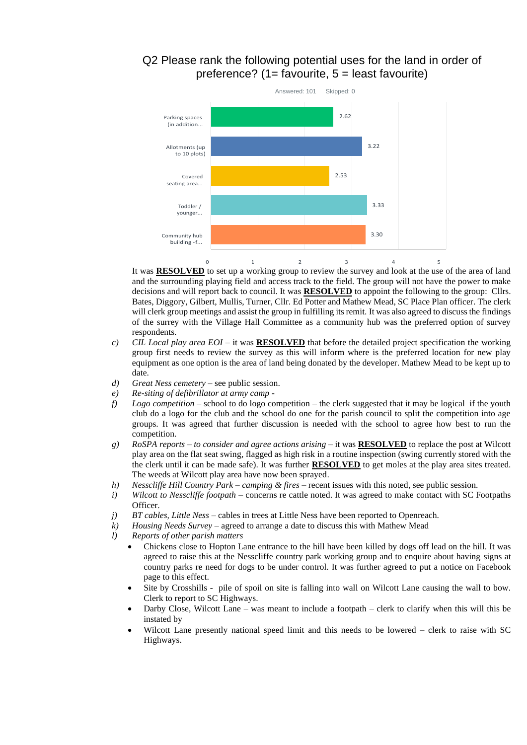Q2 Please rank the following potential uses for the land in order of preference? (1= favourite, 5 = least favourite)

Answered: 101 Skipped: 0

| Option | Average ranking |
| --- | --- |
| Parking spaces (in addition... | 2.62 |
| Allotments (up to 10 plots) | 3.22 |
| Covered seating area... | 2.53 |
| Toddler / younger... | 3.33 |
| Community hub building -f... | 3.30 |

It was **RESOLVED** to set up a working group to review the survey and look at the use of the area of land and the surrounding playing field and access track to the field. The group will not have the power to make decisions and will report back to council. It was **RESOLVED** to appoint the following to the group: Cllrs. Bates, Diggory, Gilbert, Mullis, Turner, Cllr. Ed Potter and Mathew Mead, SC Place Plan officer. The clerk will clerk group meetings and assist the group in fulfilling its remit. It was also agreed to discuss the findings of the surrey with the Village Hall Committee as a community hub was the preferred option of survey respondents.

c) *CIL Local play area EOI* – it was **RESOLVED** that before the detailed project specification the working group first needs to review the survey as this will inform where is the preferred location for new play equipment as one option is the area of land being donated by the developer. Mathew Mead to be kept up to date.

d) *Great Ness cemetery* – see public session.

e) *Re-siting of defibrillator at army camp* -

f) *Logo competition* – school to do logo competition – the clerk suggested that it may be logical if the youth club do a logo for the club and the school do one for the parish council to split the competition into age groups. It was agreed that further discussion is needed with the school to agree how best to run the competition.

g) *RoSPA reports – to consider and agree actions arising* – it was **RESOLVED** to replace the post at Wilcott play area on the flat seat swing, flagged as high risk in a routine inspection (swing currently stored with the the clerk until it can be made safe). It was further **RESOLVED** to get moles at the play area sites treated. The weeds at Wilcott play area have now been sprayed.

h) *Nesscliffe Hill Country Park – camping & fires* – recent issues with this noted, see public session.

i) *Wilcott to Nesscliffe footpath* – concerns re cattle noted. It was agreed to make contact with SC Footpaths Officer.

j) *BT cables, Little Ness* – cables in trees at Little Ness have been reported to Openreach.

k) *Housing Needs Survey* – agreed to arrange a date to discuss this with Mathew Mead

l) *Reports of other parish matters*

- Chickens close to Hopton Lane entrance to the hill have been killed by dogs off lead on the hill. It was agreed to raise this at the Nesscliffe country park working group and to enquire about having signs at country parks re need for dogs to be under control. It was further agreed to put a notice on Facebook page to this effect.
- Site by Crosshills - pile of spoil on site is falling into wall on Wilcott Lane causing the wall to bow. Clerk to report to SC Highways.
- Darby Close, Wilcott Lane – was meant to include a footpath – clerk to clarify when this will this be instated by
- Wilcott Lane presently national speed limit and this needs to be lowered – clerk to raise with SC Highways.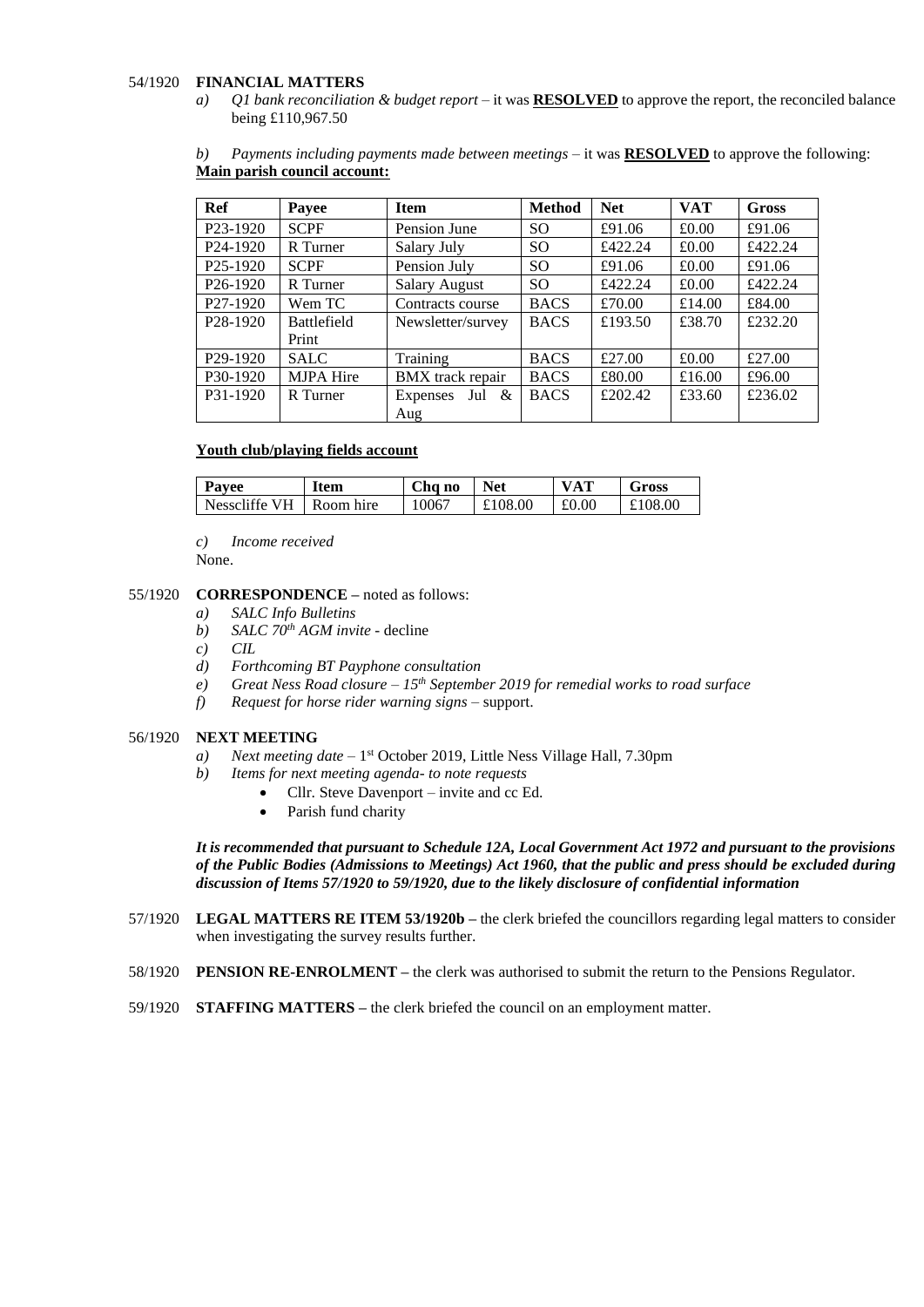54/1920 **FINANCIAL MATTERS**

*a) Q1 bank reconciliation & budget report* – it was **RESOLVED** to approve the report, the reconciled balance being £110,967.50

*b) Payments including payments made between meetings* – it was **RESOLVED** to approve the following:

**Main parish council account:**

| Ref | Payee | Item | Method | Net | VAT | Gross |
|---|---|---|---|---|---|---|
| P23-1920 | SCPF | Pension June | SO | £91.06 | £0.00 | £91.06 |
| P24-1920 | R Turner | Salary July | SO | £422.24 | £0.00 | £422.24 |
| P25-1920 | SCPF | Pension July | SO | £91.06 | £0.00 | £91.06 |
| P26-1920 | R Turner | Salary August | SO | £422.24 | £0.00 | £422.24 |
| P27-1920 | Wem TC | Contracts course | BACS | £70.00 | £14.00 | £84.00 |
| P28-1920 | Battlefield Print | Newsletter/survey | BACS | £193.50 | £38.70 | £232.20 |
| P29-1920 | SALC | Training | BACS | £27.00 | £0.00 | £27.00 |
| P30-1920 | MJPA Hire | BMX track repair | BACS | £80.00 | £16.00 | £96.00 |
| P31-1920 | R Turner | Expenses Jul & Aug | BACS | £202.42 | £33.60 | £236.02 |

**Youth club/playing fields account**

| Payee | Item | Chq no | Net | VAT | Gross |
|---|---|---|---|---|---|
| Nesscliffe VH | Room hire | 10067 | £108.00 | £0.00 | £108.00 |

*c) Income received*

None.

55/1920 **CORRESPONDENCE –** noted as follows:

*a) SALC Info Bulletins*
*b) SALC 70th AGM invite* - decline
*c) CIL*
*d) Forthcoming BT Payphone consultation*
*e) Great Ness Road closure – 15th September 2019 for remedial works to road surface*
*f) Request for horse rider warning signs* – support.

56/1920 **NEXT MEETING**

*a) Next meeting date* – 1st October 2019, Little Ness Village Hall, 7.30pm
*b) Items for next meeting agenda- to note requests*
- Cllr. Steve Davenport – invite and cc Ed.
- Parish fund charity

***It is recommended that pursuant to Schedule 12A, Local Government Act 1972 and pursuant to the provisions of the Public Bodies (Admissions to Meetings) Act 1960, that the public and press should be excluded during discussion of Items 57/1920 to 59/1920, due to the likely disclosure of confidential information***

57/1920 **LEGAL MATTERS RE ITEM 53/1920b –** the clerk briefed the councillors regarding legal matters to consider when investigating the survey results further.

58/1920 **PENSION RE-ENROLMENT –** the clerk was authorised to submit the return to the Pensions Regulator.

59/1920 **STAFFING MATTERS –** the clerk briefed the council on an employment matter.